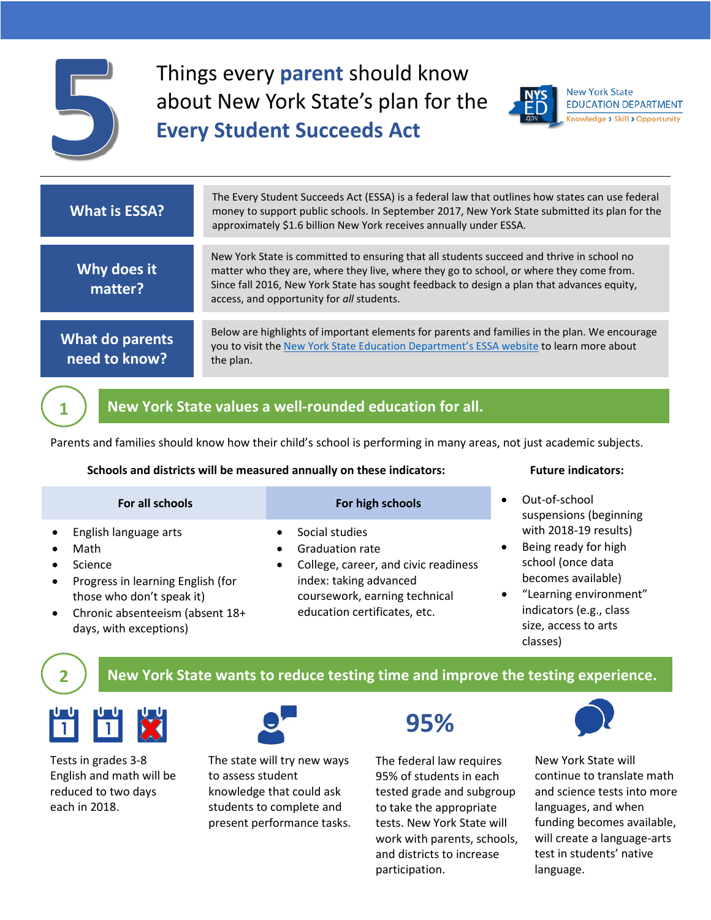# 5 Things every **parent** should know about New York State's plan for the Every Student Succeeds Act

New York State EDUCATION DEPARTMENT
Knowledge › Skill › Opportunity

| | |
|---|---|
| **What is ESSA?** | The Every Student Succeeds Act (ESSA) is a federal law that outlines how states can use federal money to support public schools. In September 2017, New York State submitted its plan for the approximately $1.6 billion New York receives annually under ESSA. |
| **Why does it matter?** | New York State is committed to ensuring that all students succeed and thrive in school no matter who they are, where they live, where they go to school, or where they come from. Since fall 2016, New York State has sought feedback to design a plan that advances equity, access, and opportunity for *all* students. |
| **What do parents need to know?** | Below are highlights of important elements for parents and families in the plan. We encourage you to visit the New York State Education Department's ESSA website to learn more about the plan. |

## 1 New York State values a well-rounded education for all.

Parents and families should know how their child's school is performing in many areas, not just academic subjects.

**Schools and districts will be measured annually on these indicators:**

**For all schools**

- English language arts
- Math
- Science
- Progress in learning English (for those who don't speak it)
- Chronic absenteeism (absent 18+ days, with exceptions)

**For high schools**

- Social studies
- Graduation rate
- College, career, and civic readiness index: taking advanced coursework, earning technical education certificates, etc.

**Future indicators:**

- Out-of-school suspensions (beginning with 2018-19 results)
- Being ready for high school (once data becomes available)
- "Learning environment" indicators (e.g., class size, access to arts classes)

## 2 New York State wants to reduce testing time and improve the testing experience.

Tests in grades 3-8 English and math will be reduced to two days each in 2018.

The state will try new ways to assess student knowledge that could ask students to complete and present performance tasks.

**95%**

The federal law requires 95% of students in each tested grade and subgroup to take the appropriate tests. New York State will work with parents, schools, and districts to increase participation.

New York State will continue to translate math and science tests into more languages, and when funding becomes available, will create a language-arts test in students' native language.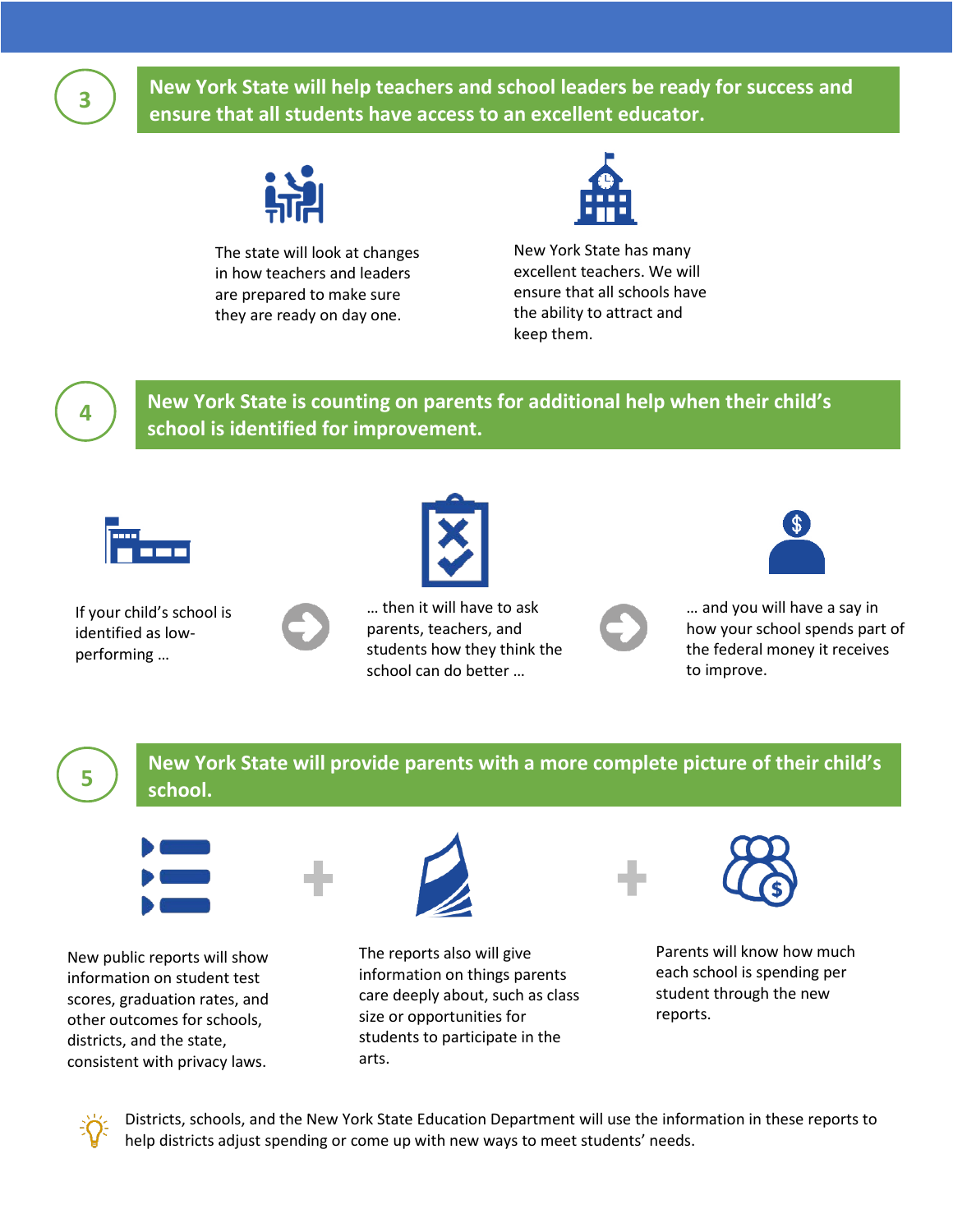## 3 New York State will help teachers and school leaders be ready for success and ensure that all students have access to an excellent educator.

The state will look at changes in how teachers and leaders are prepared to make sure they are ready on day one.

New York State has many excellent teachers. We will ensure that all schools have the ability to attract and keep them.

## 4 New York State is counting on parents for additional help when their child's school is identified for improvement.

If your child's school is identified as low-performing …

… then it will have to ask parents, teachers, and students how they think the school can do better …

… and you will have a say in how your school spends part of the federal money it receives to improve.

## 5 New York State will provide parents with a more complete picture of their child's school.

New public reports will show information on student test scores, graduation rates, and other outcomes for schools, districts, and the state, consistent with privacy laws.

+

The reports also will give information on things parents care deeply about, such as class size or opportunities for students to participate in the arts.

+

Parents will know how much each school is spending per student through the new reports.

Districts, schools, and the New York State Education Department will use the information in these reports to help districts adjust spending or come up with new ways to meet students' needs.